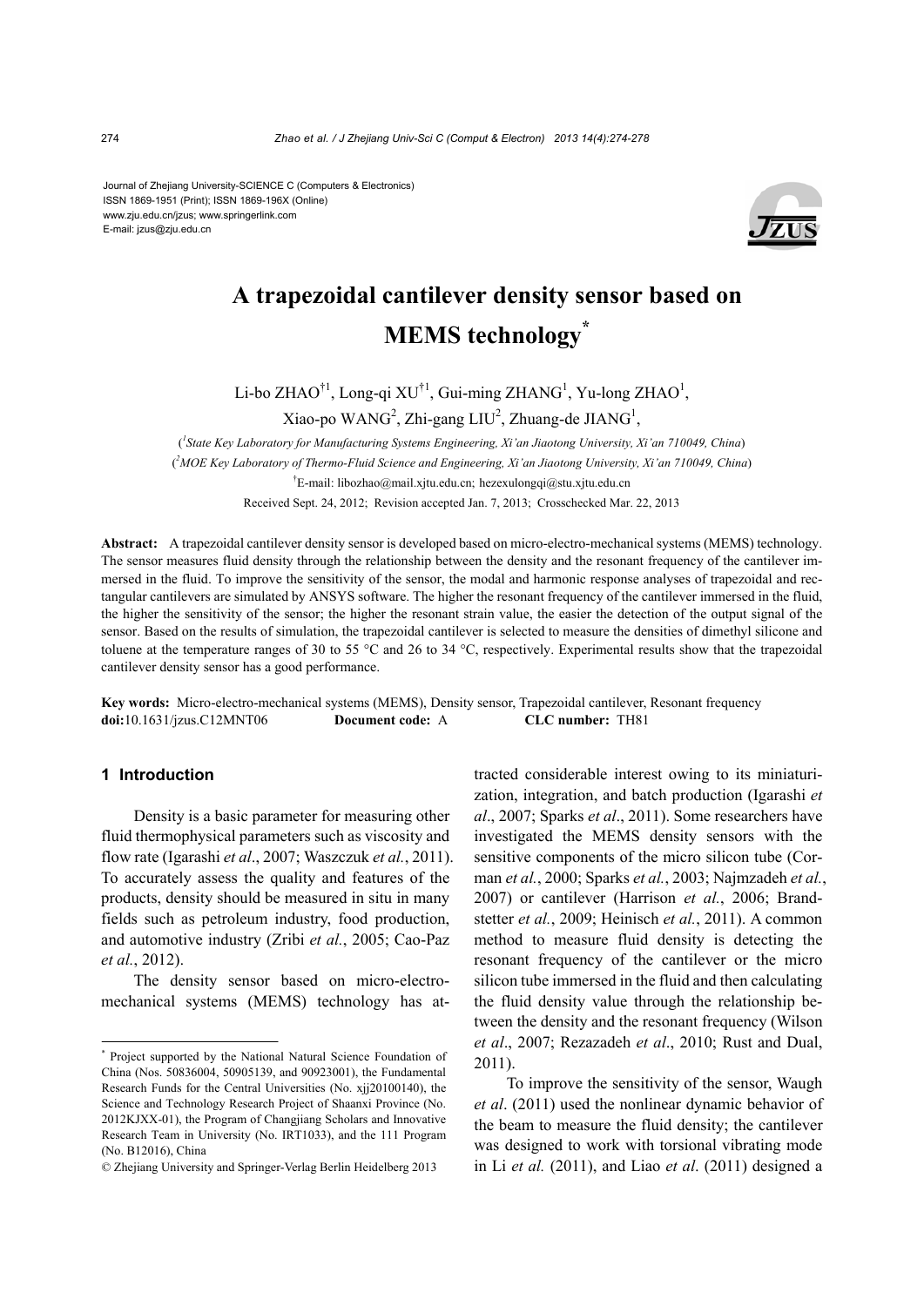Journal of Zhejiang University-SCIENCE C (Computers & Electronics)
ISSN 1869-1951 (Print); ISSN 1869-196X (Online)
www.zju.edu.cn/jzus; www.springerlink.com
E-mail: jzus@zju.edu.cn

# A trapezoidal cantilever density sensor based on MEMS technology*

Li-bo ZHAO[†1], Long-qi XU[†1], Gui-ming ZHANG[1], Yu-long ZHAO[1], Xiao-po WANG[2], Zhi-gang LIU[2], Zhuang-de JIANG[1],

([1]*State Key Laboratory for Manufacturing Systems Engineering, Xi'an Jiaotong University, Xi'an 710049, China*)

([2]*MOE Key Laboratory of Thermo-Fluid Science and Engineering, Xi'an Jiaotong University, Xi'an 710049, China*)

[†]E-mail: libozhao@mail.xjtu.edu.cn; hezexulongqi@stu.xjtu.edu.cn

Received Sept. 24, 2012; Revision accepted Jan. 7, 2013; Crosschecked Mar. 22, 2013

**Abstract:** A trapezoidal cantilever density sensor is developed based on micro-electro-mechanical systems (MEMS) technology. The sensor measures fluid density through the relationship between the density and the resonant frequency of the cantilever immersed in the fluid. To improve the sensitivity of the sensor, the modal and harmonic response analyses of trapezoidal and rectangular cantilevers are simulated by ANSYS software. The higher the resonant frequency of the cantilever immersed in the fluid, the higher the sensitivity of the sensor; the higher the resonant strain value, the easier the detection of the output signal of the sensor. Based on the results of simulation, the trapezoidal cantilever is selected to measure the densities of dimethyl silicone and toluene at the temperature ranges of 30 to 55 °C and 26 to 34 °C, respectively. Experimental results show that the trapezoidal cantilever density sensor has a good performance.

**Key words:** Micro-electro-mechanical systems (MEMS), Density sensor, Trapezoidal cantilever, Resonant frequency

**doi:**10.1631/jzus.C12MNT06 **Document code:** A **CLC number:** TH81

## 1 Introduction

Density is a basic parameter for measuring other fluid thermophysical parameters such as viscosity and flow rate (Igarashi *et al*., 2007; Waszczuk *et al.*, 2011). To accurately assess the quality and features of the products, density should be measured in situ in many fields such as petroleum industry, food production, and automotive industry (Zribi *et al.*, 2005; Cao-Paz *et al.*, 2012).

The density sensor based on micro-electro-mechanical systems (MEMS) technology has attracted considerable interest owing to its miniaturization, integration, and batch production (Igarashi *et al*., 2007; Sparks *et al*., 2011). Some researchers have investigated the MEMS density sensors with the sensitive components of the micro silicon tube (Corman *et al.*, 2000; Sparks *et al.*, 2003; Najmzadeh *et al.*, 2007) or cantilever (Harrison *et al.*, 2006; Brandstetter *et al.*, 2009; Heinisch *et al.*, 2011). A common method to measure fluid density is detecting the resonant frequency of the cantilever or the micro silicon tube immersed in the fluid and then calculating the fluid density value through the relationship between the density and the resonant frequency (Wilson *et al*., 2007; Rezazadeh *et al*., 2010; Rust and Dual, 2011).

To improve the sensitivity of the sensor, Waugh *et al*. (2011) used the nonlinear dynamic behavior of the beam to measure the fluid density; the cantilever was designed to work with torsional vibrating mode in Li *et al.* (2011), and Liao *et al*. (2011) designed a

---

\* Project supported by the National Natural Science Foundation of China (Nos. 50836004, 50905139, and 90923001), the Fundamental Research Funds for the Central Universities (No. xjj20100140), the Science and Technology Research Project of Shaanxi Province (No. 2012KJXX-01), the Program of Changjiang Scholars and Innovative Research Team in University (No. IRT1033), and the 111 Program (No. B12016), China

© Zhejiang University and Springer-Verlag Berlin Heidelberg 2013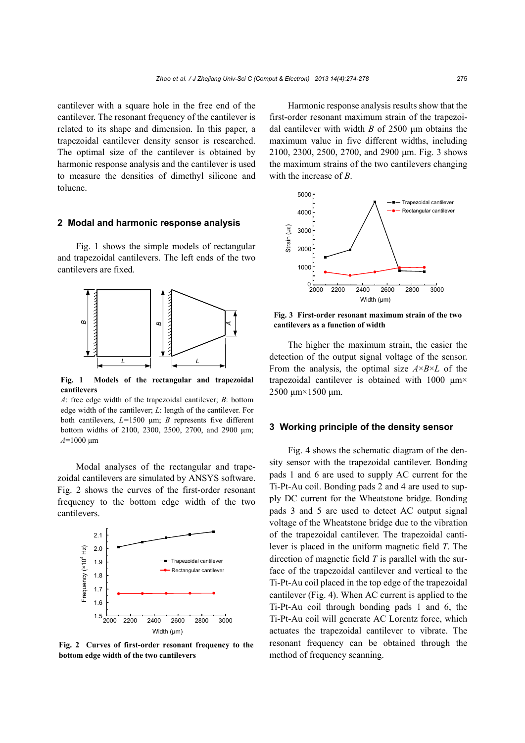cantilever with a square hole in the free end of the cantilever. The resonant frequency of the cantilever is related to its shape and dimension. In this paper, a trapezoidal cantilever density sensor is researched. The optimal size of the cantilever is obtained by harmonic response analysis and the cantilever is used to measure the densities of dimethyl silicone and toluene.

## 2 Modal and harmonic response analysis

Fig. 1 shows the simple models of rectangular and trapezoidal cantilevers. The left ends of the two cantilevers are fixed.

**Fig. 1 Models of the rectangular and trapezoidal cantilevers**

*A*: free edge width of the trapezoidal cantilever; *B*: bottom edge width of the cantilever; *L*: length of the cantilever. For both cantilevers, *L*=1500 μm; *B* represents five different bottom widths of 2100, 2300, 2500, 2700, and 2900 μm; *A*=1000 μm

Modal analyses of the rectangular and trapezoidal cantilevers are simulated by ANSYS software. Fig. 2 shows the curves of the first-order resonant frequency to the bottom edge width of the two cantilevers.

**Fig. 2 Curves of first-order resonant frequency to the bottom edge width of the two cantilevers**

Harmonic response analysis results show that the first-order resonant maximum strain of the trapezoidal cantilever with width *B* of 2500 μm obtains the maximum value in five different widths, including 2100, 2300, 2500, 2700, and 2900 μm. Fig. 3 shows the maximum strains of the two cantilevers changing with the increase of *B*.

**Fig. 3 First-order resonant maximum strain of the two cantilevers as a function of width**

The higher the maximum strain, the easier the detection of the output signal voltage of the sensor. From the analysis, the optimal size $A \times B \times L$ of the trapezoidal cantilever is obtained with 1000 μm× 2500 μm×1500 μm.

## 3 Working principle of the density sensor

Fig. 4 shows the schematic diagram of the density sensor with the trapezoidal cantilever. Bonding pads 1 and 6 are used to supply AC current for the Ti-Pt-Au coil. Bonding pads 2 and 4 are used to supply DC current for the Wheatstone bridge. Bonding pads 3 and 5 are used to detect AC output signal voltage of the Wheatstone bridge due to the vibration of the trapezoidal cantilever. The trapezoidal cantilever is placed in the uniform magnetic field *T*. The direction of magnetic field *T* is parallel with the surface of the trapezoidal cantilever and vertical to the Ti-Pt-Au coil placed in the top edge of the trapezoidal cantilever (Fig. 4). When AC current is applied to the Ti-Pt-Au coil through bonding pads 1 and 6, the Ti-Pt-Au coil will generate AC Lorentz force, which actuates the trapezoidal cantilever to vibrate. The resonant frequency can be obtained through the method of frequency scanning.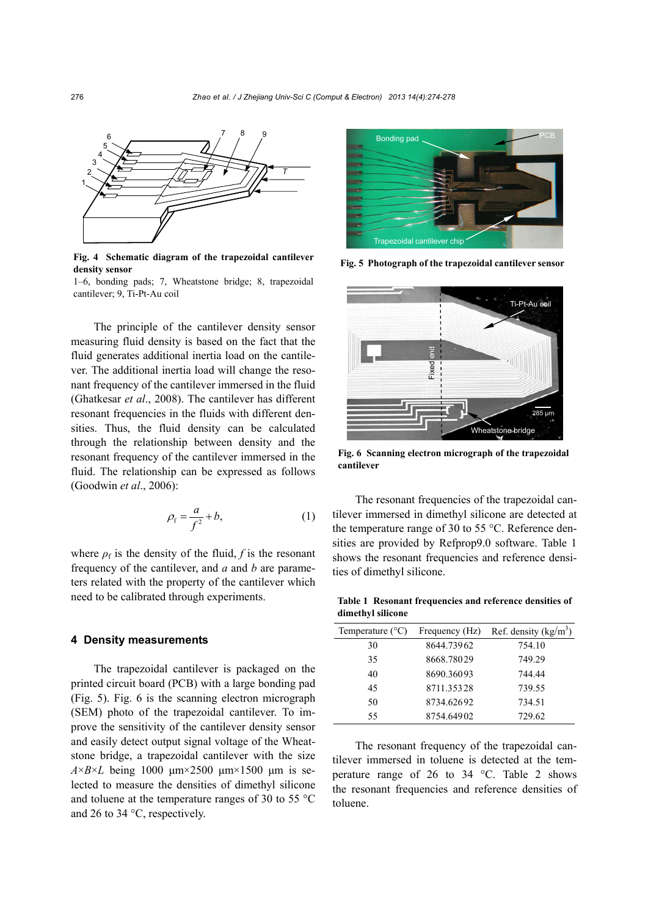Fig. 4 **Schematic diagram of the trapezoidal cantilever density sensor**

1–6, bonding pads; 7, Wheatstone bridge; 8, trapezoidal cantilever; 9, Ti-Pt-Au coil

The principle of the cantilever density sensor measuring fluid density is based on the fact that the fluid generates additional inertia load on the cantilever. The additional inertia load will change the resonant frequency of the cantilever immersed in the fluid (Ghatkesar *et al*., 2008). The cantilever has different resonant frequencies in the fluids with different densities. Thus, the fluid density can be calculated through the relationship between density and the resonant frequency of the cantilever immersed in the fluid. The relationship can be expressed as follows (Goodwin *et al*., 2006):

$$\rho_f = \frac{a}{f^2} + b, \tag{1}$$

where $\rho_f$ is the density of the fluid, $f$ is the resonant frequency of the cantilever, and $a$ and $b$ are parameters related with the property of the cantilever which need to be calibrated through experiments.

## 4 Density measurements

The trapezoidal cantilever is packaged on the printed circuit board (PCB) with a large bonding pad (Fig. 5). Fig. 6 is the scanning electron micrograph (SEM) photo of the trapezoidal cantilever. To improve the sensitivity of the cantilever density sensor and easily detect output signal voltage of the Wheatstone bridge, a trapezoidal cantilever with the size $A \times B \times L$ being 1000 μm×2500 μm×1500 μm is selected to measure the densities of dimethyl silicone and toluene at the temperature ranges of 30 to 55 °C and 26 to 34 °C, respectively.

**Fig. 5 Photograph of the trapezoidal cantilever sensor**

**Fig. 6 Scanning electron micrograph of the trapezoidal cantilever**

The resonant frequencies of the trapezoidal cantilever immersed in dimethyl silicone are detected at the temperature range of 30 to 55 °C. Reference densities are provided by Refprop9.0 software. Table 1 shows the resonant frequencies and reference densities of dimethyl silicone.

**Table 1 Resonant frequencies and reference densities of dimethyl silicone**

| Temperature (°C) | Frequency (Hz) | Ref. density (kg/m$^3$) |
|---|---|---|
| 30 | 8644.73962 | 754.10 |
| 35 | 8668.78029 | 749.29 |
| 40 | 8690.36093 | 744.44 |
| 45 | 8711.35328 | 739.55 |
| 50 | 8734.62692 | 734.51 |
| 55 | 8754.64902 | 729.62 |

The resonant frequency of the trapezoidal cantilever immersed in toluene is detected at the temperature range of 26 to 34 °C. Table 2 shows the resonant frequencies and reference densities of toluene.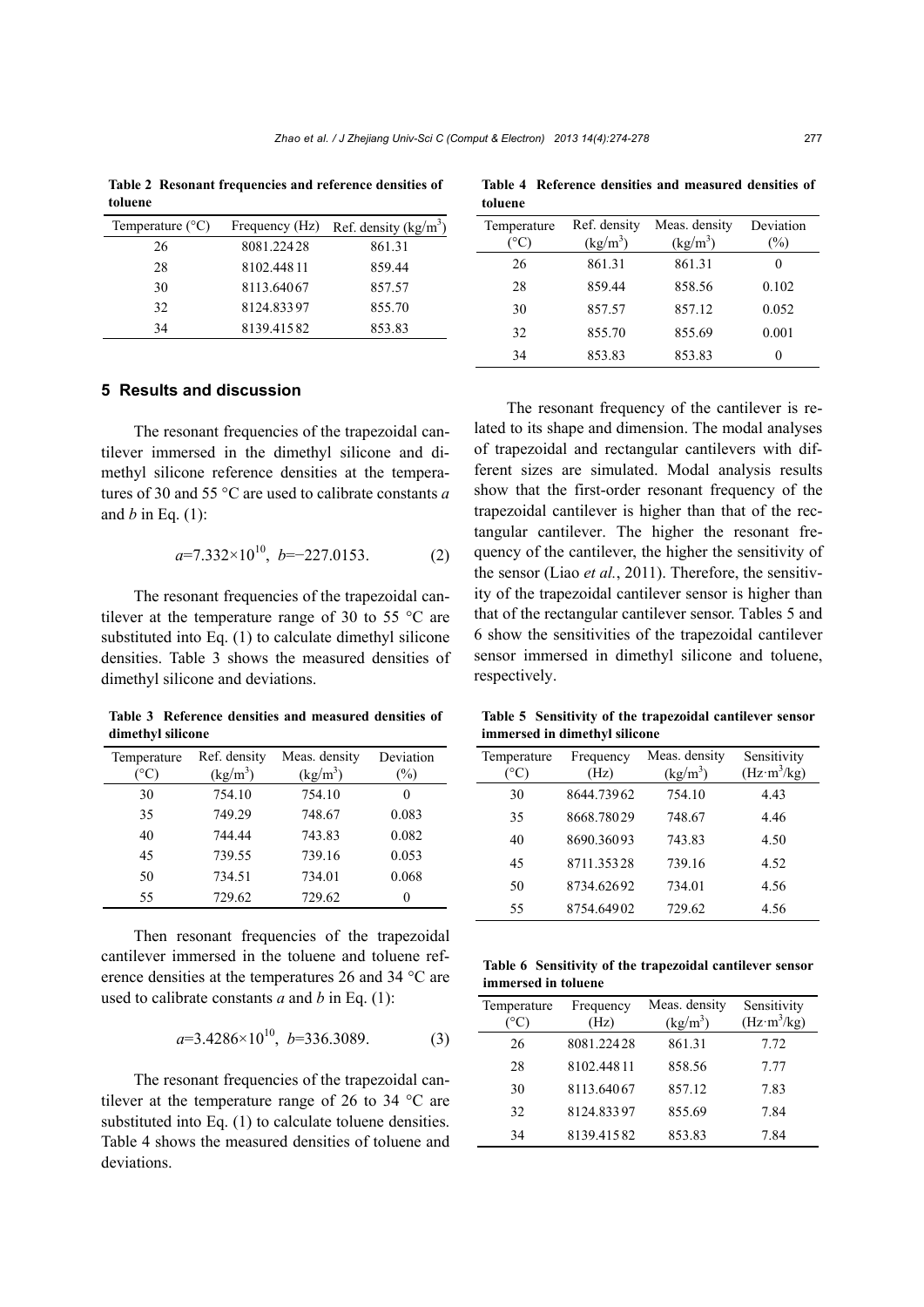**Table 2 Resonant frequencies and reference densities of toluene**

| Temperature (°C) | Frequency (Hz) | Ref. density (kg/m$^3$) |
|---|---|---|
| 26 | 8081.22428 | 861.31 |
| 28 | 8102.44811 | 859.44 |
| 30 | 8113.64067 | 857.57 |
| 32 | 8124.83397 | 855.70 |
| 34 | 8139.41582 | 853.83 |

## 5 Results and discussion

The resonant frequencies of the trapezoidal cantilever immersed in the dimethyl silicone and dimethyl silicone reference densities at the temperatures of 30 and 55 °C are used to calibrate constants $a$ and $b$ in Eq. (1):

$$a=7.332\times10^{10},\ \ b=-227.0153. \tag{2}$$

The resonant frequencies of the trapezoidal cantilever at the temperature range of 30 to 55 °C are substituted into Eq. (1) to calculate dimethyl silicone densities. Table 3 shows the measured densities of dimethyl silicone and deviations.

**Table 3 Reference densities and measured densities of dimethyl silicone**

| Temperature (°C) | Ref. density (kg/m$^3$) | Meas. density (kg/m$^3$) | Deviation (%) |
|---|---|---|---|
| 30 | 754.10 | 754.10 | 0 |
| 35 | 749.29 | 748.67 | 0.083 |
| 40 | 744.44 | 743.83 | 0.082 |
| 45 | 739.55 | 739.16 | 0.053 |
| 50 | 734.51 | 734.01 | 0.068 |
| 55 | 729.62 | 729.62 | 0 |

Then resonant frequencies of the trapezoidal cantilever immersed in the toluene and toluene reference densities at the temperatures 26 and 34 °C are used to calibrate constants $a$ and $b$ in Eq. (1):

$$a=3.4286\times10^{10},\ \ b=336.3089. \tag{3}$$

The resonant frequencies of the trapezoidal cantilever at the temperature range of 26 to 34 °C are substituted into Eq. (1) to calculate toluene densities. Table 4 shows the measured densities of toluene and deviations.

**Table 4 Reference densities and measured densities of toluene**

| Temperature (°C) | Ref. density (kg/m$^3$) | Meas. density (kg/m$^3$) | Deviation (%) |
|---|---|---|---|
| 26 | 861.31 | 861.31 | 0 |
| 28 | 859.44 | 858.56 | 0.102 |
| 30 | 857.57 | 857.12 | 0.052 |
| 32 | 855.70 | 855.69 | 0.001 |
| 34 | 853.83 | 853.83 | 0 |

The resonant frequency of the cantilever is related to its shape and dimension. The modal analyses of trapezoidal and rectangular cantilevers with different sizes are simulated. Modal analysis results show that the first-order resonant frequency of the trapezoidal cantilever is higher than that of the rectangular cantilever. The higher the resonant frequency of the cantilever, the higher the sensitivity of the sensor (Liao *et al.*, 2011). Therefore, the sensitivity of the trapezoidal cantilever sensor is higher than that of the rectangular cantilever sensor. Tables 5 and 6 show the sensitivities of the trapezoidal cantilever sensor immersed in dimethyl silicone and toluene, respectively.

**Table 5 Sensitivity of the trapezoidal cantilever sensor immersed in dimethyl silicone**

| Temperature (°C) | Frequency (Hz) | Meas. density (kg/m$^3$) | Sensitivity (Hz·m$^3$/kg) |
|---|---|---|---|
| 30 | 8644.73962 | 754.10 | 4.43 |
| 35 | 8668.78029 | 748.67 | 4.46 |
| 40 | 8690.36093 | 743.83 | 4.50 |
| 45 | 8711.35328 | 739.16 | 4.52 |
| 50 | 8734.62692 | 734.01 | 4.56 |
| 55 | 8754.64902 | 729.62 | 4.56 |

**Table 6 Sensitivity of the trapezoidal cantilever sensor immersed in toluene**

| Temperature (°C) | Frequency (Hz) | Meas. density (kg/m$^3$) | Sensitivity (Hz·m$^3$/kg) |
|---|---|---|---|
| 26 | 8081.22428 | 861.31 | 7.72 |
| 28 | 8102.44811 | 858.56 | 7.77 |
| 30 | 8113.64067 | 857.12 | 7.83 |
| 32 | 8124.83397 | 855.69 | 7.84 |
| 34 | 8139.41582 | 853.83 | 7.84 |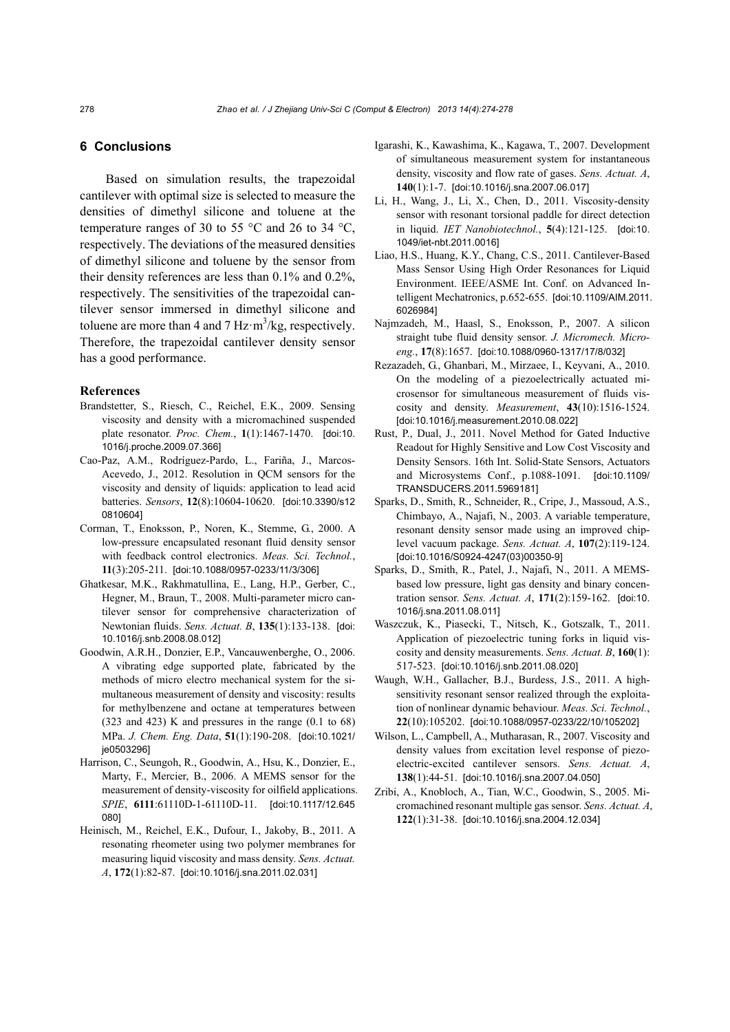## 6 Conclusions

Based on simulation results, the trapezoidal cantilever with optimal size is selected to measure the densities of dimethyl silicone and toluene at the temperature ranges of 30 to 55 °C and 26 to 34 °C, respectively. The deviations of the measured densities of dimethyl silicone and toluene by the sensor from their density references are less than 0.1% and 0.2%, respectively. The sensitivities of the trapezoidal cantilever sensor immersed in dimethyl silicone and toluene are more than 4 and 7 $Hz \cdot m^3/kg$, respectively. Therefore, the trapezoidal cantilever density sensor has a good performance.

### References

Brandstetter, S., Riesch, C., Reichel, E.K., 2009. Sensing viscosity and density with a micromachined suspended plate resonator. *Proc. Chem.*, **1**(1):1467-1470. [doi:10.1016/j.proche.2009.07.366]

Cao-Paz, A.M., Rodríguez-Pardo, L., Fariña, J., Marcos-Acevedo, J., 2012. Resolution in QCM sensors for the viscosity and density of liquids: application to lead acid batteries. *Sensors*, **12**(8):10604-10620. [doi:10.3390/s120810604]

Corman, T., Enoksson, P., Noren, K., Stemme, G., 2000. A low-pressure encapsulated resonant fluid density sensor with feedback control electronics. *Meas. Sci. Technol.*, **11**(3):205-211. [doi:10.1088/0957-0233/11/3/306]

Ghatkesar, M.K., Rakhmatullina, E., Lang, H.P., Gerber, C., Hegner, M., Braun, T., 2008. Multi-parameter micro cantilever sensor for comprehensive characterization of Newtonian fluids. *Sens. Actuat. B*, **135**(1):133-138. [doi:10.1016/j.snb.2008.08.012]

Goodwin, A.R.H., Donzier, E.P., Vancauwenberghe, O., 2006. A vibrating edge supported plate, fabricated by the methods of micro electro mechanical system for the simultaneous measurement of density and viscosity: results for methylbenzene and octane at temperatures between (323 and 423) K and pressures in the range (0.1 to 68) MPa. *J. Chem. Eng. Data*, **51**(1):190-208. [doi:10.1021/je0503296]

Harrison, C., Seungoh, R., Goodwin, A., Hsu, K., Donzier, E., Marty, F., Mercier, B., 2006. A MEMS sensor for the measurement of density-viscosity for oilfield applications. *SPIE*, **6111**:61110D-1-61110D-11. [doi:10.1117/12.645080]

Heinisch, M., Reichel, E.K., Dufour, I., Jakoby, B., 2011. A resonating rheometer using two polymer membranes for measuring liquid viscosity and mass density. *Sens. Actuat. A*, **172**(1):82-87. [doi:10.1016/j.sna.2011.02.031]

Igarashi, K., Kawashima, K., Kagawa, T., 2007. Development of simultaneous measurement system for instantaneous density, viscosity and flow rate of gases. *Sens. Actuat. A*, **140**(1):1-7. [doi:10.1016/j.sna.2007.06.017]

Li, H., Wang, J., Li, X., Chen, D., 2011. Viscosity-density sensor with resonant torsional paddle for direct detection in liquid. *IET Nanobiotechnol.*, **5**(4):121-125. [doi:10.1049/iet-nbt.2011.0016]

Liao, H.S., Huang, K.Y., Chang, C.S., 2011. Cantilever-Based Mass Sensor Using High Order Resonances for Liquid Environment. IEEE/ASME Int. Conf. on Advanced Intelligent Mechatronics, p.652-655. [doi:10.1109/AIM.2011.6026984]

Najmzadeh, M., Haasl, S., Enoksson, P., 2007. A silicon straight tube fluid density sensor. *J. Micromech. Microeng.*, **17**(8):1657. [doi:10.1088/0960-1317/17/8/032]

Rezazadeh, G., Ghanbari, M., Mirzaee, I., Keyvani, A., 2010. On the modeling of a piezoelectrically actuated microsensor for simultaneous measurement of fluids viscosity and density. *Measurement*, **43**(10):1516-1524. [doi:10.1016/j.measurement.2010.08.022]

Rust, P., Dual, J., 2011. Novel Method for Gated Inductive Readout for Highly Sensitive and Low Cost Viscosity and Density Sensors. 16th Int. Solid-State Sensors, Actuators and Microsystems Conf., p.1088-1091. [doi:10.1109/TRANSDUCERS.2011.5969181]

Sparks, D., Smith, R., Schneider, R., Cripe, J., Massoud, A.S., Chimbayo, A., Najafi, N., 2003. A variable temperature, resonant density sensor made using an improved chip-level vacuum package. *Sens. Actuat. A*, **107**(2):119-124. [doi:10.1016/S0924-4247(03)00350-9]

Sparks, D., Smith, R., Patel, J., Najafi, N., 2011. A MEMS-based low pressure, light gas density and binary concentration sensor. *Sens. Actuat. A*, **171**(2):159-162. [doi:10.1016/j.sna.2011.08.011]

Waszczuk, K., Piasecki, T., Nitsch, K., Gotszalk, T., 2011. Application of piezoelectric tuning forks in liquid viscosity and density measurements. *Sens. Actuat. B*, **160**(1):517-523. [doi:10.1016/j.snb.2011.08.020]

Waugh, W.H., Gallacher, B.J., Burdess, J.S., 2011. A high-sensitivity resonant sensor realized through the exploitation of nonlinear dynamic behaviour. *Meas. Sci. Technol.*, **22**(10):105202. [doi:10.1088/0957-0233/22/10/105202]

Wilson, L., Campbell, A., Mutharasan, R., 2007. Viscosity and density values from excitation level response of piezoelectric-excited cantilever sensors. *Sens. Actuat. A*, **138**(1):44-51. [doi:10.1016/j.sna.2007.04.050]

Zribi, A., Knobloch, A., Tian, W.C., Goodwin, S., 2005. Micromachined resonant multiple gas sensor. *Sens. Actuat. A*, **122**(1):31-38. [doi:10.1016/j.sna.2004.12.034]